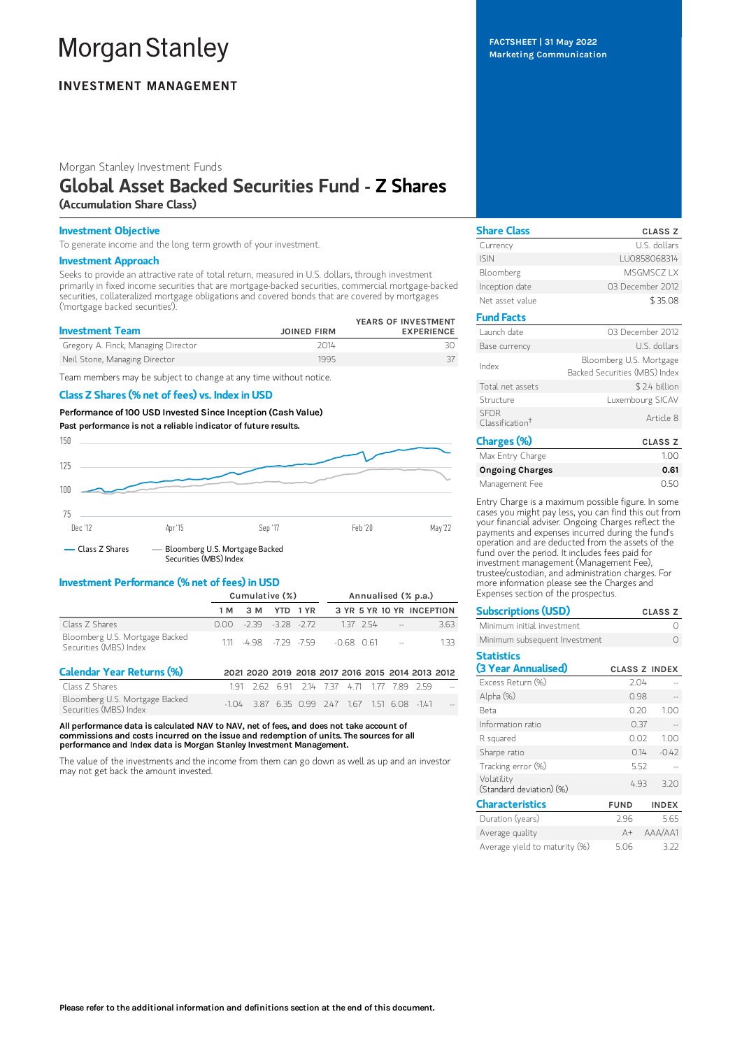# Morgan Stanley

## INVESTMENT MANAGEMENT

FACTSHEET | 31 May 2022
Marketing Communication

Morgan Stanley Investment Funds

# Global Asset Backed Securities Fund - Z Shares

**(Accumulation Share Class)**

### Investment Objective

To generate income and the long term growth of your investment.

### Investment Approach

Seeks to provide an attractive rate of total return, measured in U.S. dollars, through investment primarily in fixed income securities that are mortgage-backed securities, commercial mortgage-backed securities, collateralized mortgage obligations and covered bonds that are covered by mortgages ('mortgage backed securities').

| Investment Team | JOINED FIRM | YEARS OF INVESTMENT EXPERIENCE |
|---|---|---|
| Gregory A. Finck, Managing Director | 2014 | 30 |
| Neil Stone, Managing Director | 1995 | 37 |

Team members may be subject to change at any time without notice.

### Class Z Shares (% net of fees) vs. Index in USD

**Performance of 100 USD Invested Since Inception (Cash Value)**

**Past performance is not a reliable indicator of future results.**

— Class Z Shares — Bloomberg U.S. Mortgage Backed Securities (MBS) Index

### Investment Performance (% net of fees) in USD

| | Cumulative (%) | | | | Annualised (% p.a.) | | | |
|---|---|---|---|---|---|---|---|---|
| | 1 M | 3 M | YTD | 1 YR | 3 YR | 5 YR | 10 YR | INCEPTION |
| Class Z Shares | 0.00 | -2.39 | -3.28 | -2.72 | 1.37 | 2.54 | -- | 3.63 |
| Bloomberg U.S. Mortgage Backed Securities (MBS) Index | 1.11 | -4.98 | -7.29 | -7.59 | -0.68 | 0.61 | -- | 1.33 |

### Calendar Year Returns (%)

| | 2021 | 2020 | 2019 | 2018 | 2017 | 2016 | 2015 | 2014 | 2013 | 2012 |
|---|---|---|---|---|---|---|---|---|---|---|
| Class Z Shares | 1.91 | 2.62 | 6.91 | 2.14 | 7.37 | 4.71 | 1.77 | 7.89 | 2.59 | -- |
| Bloomberg U.S. Mortgage Backed Securities (MBS) Index | -1.04 | 3.87 | 6.35 | 0.99 | 2.47 | 1.67 | 1.51 | 6.08 | -1.41 | -- |

**All performance data is calculated NAV to NAV, net of fees, and does not take account of commissions and costs incurred on the issue and redemption of units. The sources for all performance and Index data is Morgan Stanley Investment Management.**

The value of the investments and the income from them can go down as well as up and an investor may not get back the amount invested.

### Share Class

| | CLASS Z |
|---|---|
| Currency | U.S. dollars |
| ISIN | LU0858068314 |
| Bloomberg | MSGMSCZ LX |
| Inception date | 03 December 2012 |
| Net asset value | $ 35.08 |

### Fund Facts

| | |
|---|---|
| Launch date | 03 December 2012 |
| Base currency | U.S. dollars |
| Index | Bloomberg U.S. Mortgage Backed Securities (MBS) Index |
| Total net assets | $ 2.4 billion |
| Structure | Luxembourg SICAV |
| SFDR Classification† | Article 8 |

### Charges (%)

| | CLASS Z |
|---|---|
| Max Entry Charge | 1.00 |
| **Ongoing Charges** | **0.61** |
| Management Fee | 0.50 |

Entry Charge is a maximum possible figure. In some cases you might pay less, you can find this out from your financial adviser. Ongoing Charges reflect the payments and expenses incurred during the fund's operation and are deducted from the assets of the fund over the period. It includes fees paid for investment management (Management Fee), trustee/custodian, and administration charges. For more information please see the Charges and Expenses section of the prospectus.

### Subscriptions (USD)

| | CLASS Z |
|---|---|
| Minimum initial investment | 0 |
| Minimum subsequent Investment | 0 |

### Statistics (3 Year Annualised)

| | CLASS Z | INDEX |
|---|---|---|
| Excess Return (%) | 2.04 | -- |
| Alpha (%) | 0.98 | -- |
| Beta | 0.20 | 1.00 |
| Information ratio | 0.37 | -- |
| R squared | 0.02 | 1.00 |
| Sharpe ratio | 0.14 | -0.42 |
| Tracking error (%) | 5.52 | -- |
| Volatility (Standard deviation) (%) | 4.93 | 3.20 |

### Characteristics

| | FUND | INDEX |
|---|---|---|
| Duration (years) | 2.96 | 5.65 |
| Average quality | A+ | AAA/AA1 |
| Average yield to maturity (%) | 5.06 | 3.22 |

**Please refer to the additional information and definitions section at the end of this document.**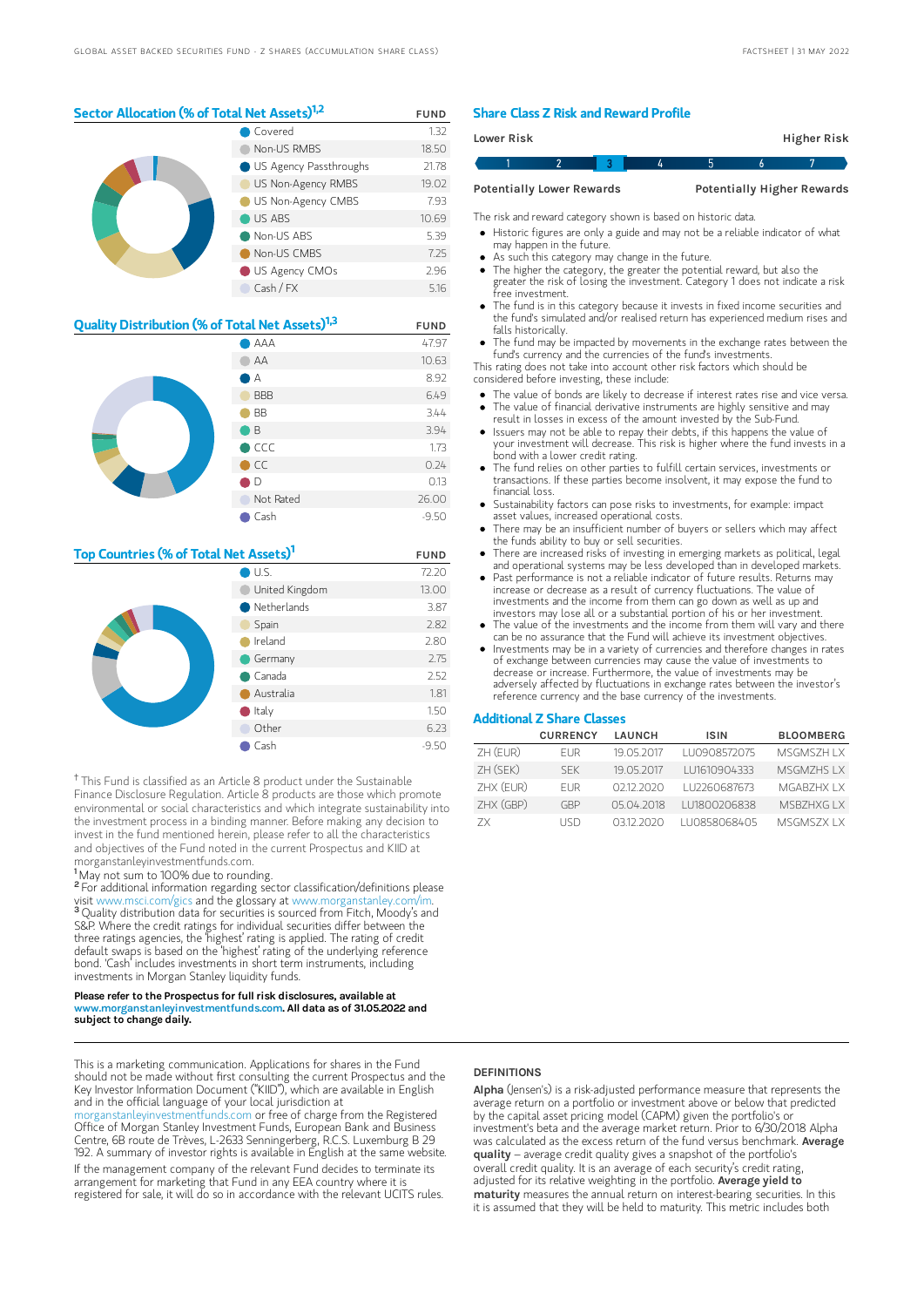## Sector Allocation (% of Total Net Assets)[1,2]

| | FUND |
|---|---|
| Covered | 1.32 |
| Non-US RMBS | 18.50 |
| US Agency Passthroughs | 21.78 |
| US Non-Agency RMBS | 19.02 |
| US Non-Agency CMBS | 7.93 |
| US ABS | 10.69 |
| Non-US ABS | 5.39 |
| Non-US CMBS | 7.25 |
| US Agency CMOs | 2.96 |
| Cash / FX | 5.16 |

## Quality Distribution (% of Total Net Assets)[1,3]

| | FUND |
|---|---|
| AAA | 47.97 |
| AA | 10.63 |
| A | 8.92 |
| BBB | 6.49 |
| BB | 3.44 |
| B | 3.94 |
| CCC | 1.73 |
| CC | 0.24 |
| D | 0.13 |
| Not Rated | 26.00 |
| Cash | -9.50 |

## Top Countries (% of Total Net Assets)[1]

| | FUND |
|---|---|
| U.S. | 72.20 |
| United Kingdom | 13.00 |
| Netherlands | 3.87 |
| Spain | 2.82 |
| Ireland | 2.80 |
| Germany | 2.75 |
| Canada | 2.52 |
| Australia | 1.81 |
| Italy | 1.50 |
| Other | 6.23 |
| Cash | -9.50 |

† This Fund is classified as an Article 8 product under the Sustainable Finance Disclosure Regulation. Article 8 products are those which promote environmental or social characteristics and which integrate sustainability into the investment process in a binding manner. Before making any decision to invest in the fund mentioned herein, please refer to all the characteristics and objectives of the Fund noted in the current Prospectus and KIID at morganstanleyinvestmentfunds.com.

[1] May not sum to 100% due to rounding.

[2] For additional information regarding sector classification/definitions please visit www.msci.com/gics and the glossary at www.morganstanley.com/im.

[3] Quality distribution data for securities is sourced from Fitch, Moody's and S&P. Where the credit ratings for individual securities differ between the three ratings agencies, the 'highest' rating is applied. The rating of credit default swaps is based on the 'highest' rating of the underlying reference bond. 'Cash' includes investments in short term instruments, including investments in Morgan Stanley liquidity funds.

**Please refer to the Prospectus for full risk disclosures, available at www.morganstanleyinvestmentfunds.com. All data as of 31.05.2022 and subject to change daily.**

## Share Class Z Risk and Reward Profile

| Lower Risk | | | | | | Higher Risk |
|---|---|---|---|---|---|---|
| 1 | 2 | **3** | 4 | 5 | 6 | 7 |
| Potentially Lower Rewards | | | | | | Potentially Higher Rewards |

The risk and reward category shown is based on historic data.

- Historic figures are only a guide and may not be a reliable indicator of what may happen in the future.
- As such this category may change in the future.
- The higher the category, the greater the potential reward, but also the greater the risk of losing the investment. Category 1 does not indicate a risk free investment.
- The fund is in this category because it invests in fixed income securities and the fund's simulated and/or realized return has experienced medium rises and falls historically.
- The fund may be impacted by movements in the exchange rates between the fund's currency and the currencies of the fund's investments.

This rating does not take into account other risk factors which should be considered before investing, these include:

- The value of bonds are likely to decrease if interest rates rise and vice versa.
- The value of financial derivative instruments are highly sensitive and may result in losses in excess of the amount invested by the Sub-Fund.
- Issuers may not be able to repay their debts, if this happens the value of your investment will decrease. This risk is higher where the fund invests in a bond with a lower credit rating.
- The fund relies on other parties to fulfill certain services, investments or transactions. If these parties become insolvent, it may expose the fund to financial loss.
- Sustainability factors can pose risks to investments, for example: impact asset values, increased operational costs.
- There may be an insufficient number of buyers or sellers which may affect the funds ability to buy or sell securities.
- There are increased risks of investing in emerging markets as political, legal and operational systems may be less developed than in developed markets.
- Past performance is not a reliable indicator of future results. Returns may increase or decrease as a result of currency fluctuations. The value of investments and the income from them can go down as well as up and investors may lose all or a substantial portion of his or her investment.
- The value of the investments and the income from them will vary and there can be no assurance that the Fund will achieve its investment objectives.
- Investments may be in a variety of currencies and therefore changes in rates of exchange between currencies may cause the value of investments to decrease or increase. Furthermore, the value of investments may be adversely affected by fluctuations in exchange rates between the investor's reference currency and the base currency of the investments.

## Additional Z Share Classes

| | CURRENCY | LAUNCH | ISIN | BLOOMBERG |
|---|---|---|---|---|
| ZH (EUR) | EUR | 19.05.2017 | LU0908572075 | MSGMSZH LX |
| ZH (SEK) | SEK | 19.05.2017 | LU1610904333 | MSGMZHS LX |
| ZHX (EUR) | EUR | 02.12.2020 | LU2260687673 | MGABZHX LX |
| ZHX (GBP) | GBP | 05.04.2018 | LU1800206838 | MSBZHXG LX |
| ZX | USD | 03.12.2020 | LU0858068405 | MSGMSZX LX |

This is a marketing communication. Applications for shares in the Fund should not be made without first consulting the current Prospectus and the Key Investor Information Document ("KIID"), which are available in English and in the official language of your local jurisdiction at morganstanleyinvestmentfunds.com or free of charge from the Registered Office of Morgan Stanley Investment Funds, European Bank and Business Centre, 6B route de Trèves, L-2633 Senningerberg, R.C.S. Luxemburg B 29 192. A summary of investor rights is available in English at the same website.

If the management company of the relevant Fund decides to terminate its arrangement for marketing that Fund in any EEA country where it is registered for sale, it will do so in accordance with the relevant UCITS rules.

### DEFINITIONS

**Alpha** (Jensen's) is a risk-adjusted performance measure that represents the average return on a portfolio or investment above or below that predicted by the capital asset pricing model (CAPM) given the portfolio's or investment's beta and the average market return. Prior to 6/30/2018 Alpha was calculated as the excess return of the fund versus benchmark. **Average quality** – average credit quality gives a snapshot of the portfolio's overall credit quality. It is an average of each security's credit rating, adjusted for its relative weighting in the portfolio. **Average yield to maturity** measures the annual return on interest-bearing securities. In this it is assumed that they will be held to maturity. This metric includes both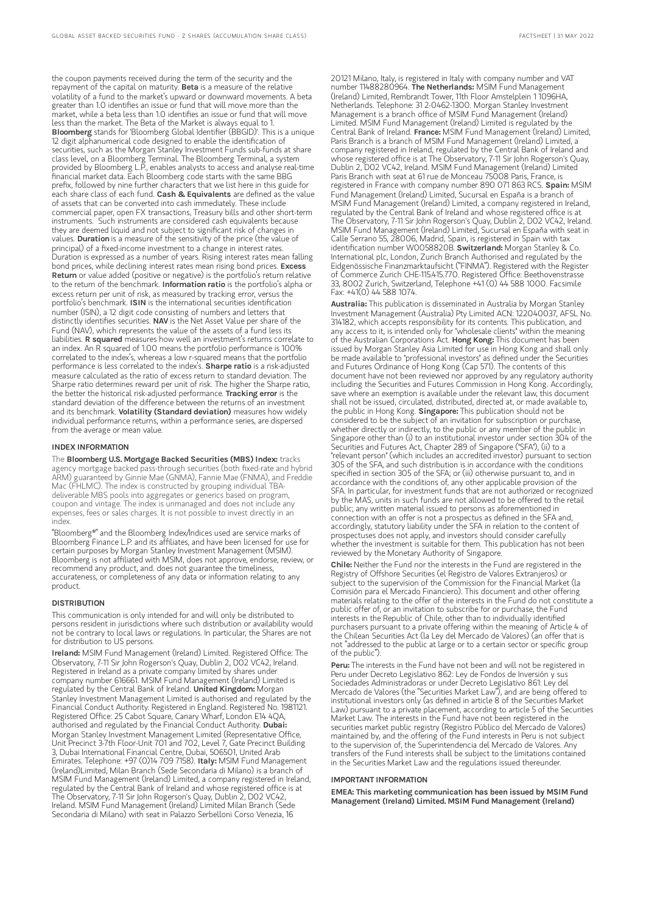the coupon payments received during the term of the security and the repayment of the capital on maturity. **Beta** is a measure of the relative volatility of a fund to the market's upward or downward movements. A beta greater than 1.0 identifies an issue or fund that will move more than the market, while a beta less than 1.0 identifies an issue or fund that will move less than the market. The Beta of the Market is always equal to 1. **Bloomberg** stands for 'Bloomberg Global Identifier (BBGID)'. This is a unique 12 digit alphanumerical code designed to enable the identification of securities, such as the Morgan Stanley Investment Funds sub-funds at share class level, on a Bloomberg Terminal. The Bloomberg Terminal, a system provided by Bloomberg L.P., enables analysts to access and analyse real-time financial market data. Each Bloomberg code starts with the same BBG prefix, followed by nine further characters that we list here in this guide for each share class of each fund. **Cash & Equivalents** are defined as the value of assets that can be converted into cash immediately. These include commercial paper, open FX transactions, Treasury bills and other short-term instruments. Such instruments are considered cash equivalents because they are deemed liquid and not subject to significant risk of changes in values. **Duration** is a measure of the sensitivity of the price (the value of principal) of a fixed-income investment to a change in interest rates. Duration is expressed as a number of years. Rising interest rates mean falling bond prices, while declining interest rates mean rising bond prices. **Excess Return** or value added (positive or negative) is the portfolio's return relative to the return of the benchmark. **Information ratio** is the portfolio's alpha or excess return per unit of risk, as measured by tracking error, versus the portfolio's benchmark. **ISIN** is the international securities identification number (ISIN), a 12 digit code consisting of numbers and letters that distinctly identifies securities. **NAV** is the Net Asset Value per share of the Fund (NAV), which represents the value of the assets of a fund less its liabilities. **R squared** measures how well an investment's returns correlate to an index. An R squared of 1.00 means the portfolio performance is 100% correlated to the index's, whereas a low r-squared means that the portfolio performance is less correlated to the index's. **Sharpe ratio** is a risk-adjusted measure calculated as the ratio of excess return to standard deviation. The Sharpe ratio determines reward per unit of risk. The higher the Sharpe ratio, the better the historical risk-adjusted performance. **Tracking error** is the standard deviation of the difference between the returns of an investment and its benchmark. **Volatility (Standard deviation)** measures how widely individual performance returns, within a performance series, are dispersed from the average or mean value.

## INDEX INFORMATION

The **Bloomberg U.S. Mortgage Backed Securities (MBS) Index:** tracks agency mortgage backed pass-through securities (both fixed-rate and hybrid ARM) guaranteed by Ginnie Mae (GNMA), Fannie Mae (FNMA), and Freddie Mac (FHLMC). The index is constructed by grouping individual TBA-deliverable MBS pools into aggregates or generics based on program, coupon and vintage. The index is unmanaged and does not include any expenses, fees or sales charges. It is not possible to invest directly in an index.

"Bloomberg®" and the Bloomberg Index/Indices used are service marks of Bloomberg Finance L.P. and its affiliates, and have been licensed for use for certain purposes by Morgan Stanley Investment Management (MSIM). Bloomberg is not affiliated with MSIM, does not approve, endorse, review, or recommend any product, and. does not guarantee the timeliness, accurateness, or completeness of any data or information relating to any product.

## DISTRIBUTION

This communication is only intended for and will only be distributed to persons resident in jurisdictions where such distribution or availability would not be contrary to local laws or regulations. In particular, the Shares are not for distribution to US persons.

**Ireland:** MSIM Fund Management (Ireland) Limited. Registered Office: The Observatory, 7-11 Sir John Rogerson's Quay, Dublin 2, D02 VC42, Ireland. Registered in Ireland as a private company limited by shares under company number 616661. MSIM Fund Management (Ireland) Limited is regulated by the Central Bank of Ireland. **United Kingdom:** Morgan Stanley Investment Management Limited is authorised and regulated by the Financial Conduct Authority. Registered in England. Registered No. 1981121. Registered Office: 25 Cabot Square, Canary Wharf, London E14 4QA, authorised and regulated by the Financial Conduct Authority. **Dubai:** Morgan Stanley Investment Management Limited (Representative Office, Unit Precinct 3-7th Floor-Unit 701 and 702, Level 7, Gate Precinct Building 3, Dubai International Financial Centre, Dubai, 506501, United Arab Emirates. Telephone: +97 (0)14 709 7158). **Italy:** MSIM Fund Management (Ireland)Limited, Milan Branch (Sede Secondaria di Milano) is a branch of MSIM Fund Management (Ireland) Limited, a company registered in Ireland, regulated by the Central Bank of Ireland and whose registered office is at The Observatory, 7-11 Sir John Rogerson's Quay, Dublin 2, D02 VC42, Ireland. MSIM Fund Management (Ireland) Limited Milan Branch (Sede Secondaria di Milano) with seat in Palazzo Serbelloni Corso Venezia, 16 20121 Milano, Italy, is registered in Italy with company number and VAT number 11488280964. **The Netherlands:** MSIM Fund Management (Ireland) Limited, Rembrandt Tower, 11th Floor Amstelplein 1 1096HA, Netherlands. Telephone: 31 2-0462-1300. Morgan Stanley Investment Management is a branch office of MSIM Fund Management (Ireland) Limited. MSIM Fund Management (Ireland) Limited is regulated by the Central Bank of Ireland. **France:** MSIM Fund Management (Ireland) Limited, Paris Branch is a branch of MSIM Fund Management (Ireland) Limited, a company registered in Ireland, regulated by the Central Bank of Ireland and whose registered office is at The Observatory, 7-11 Sir John Rogerson's Quay, Dublin 2, D02 VC42, Ireland. MSIM Fund Management (Ireland) Limited Paris Branch with seat at 61 rue de Monceau 75008 Paris, France, is registered in France with company number 890 071 863 RCS. **Spain:** MSIM Fund Management (Ireland) Limited, Sucursal en España is a branch of MSIM Fund Management (Ireland) Limited, a company registered in Ireland, regulated by the Central Bank of Ireland and whose registered office is at The Observatory, 7-11 Sir John Rogerson's Quay, Dublin 2, D02 VC42, Ireland. MSIM Fund Management (Ireland) Limited, Sucursal en España with seat in Calle Serrano 55, 28006, Madrid, Spain, is registered in Spain with tax identification number W0058820B. **Switzerland:** Morgan Stanley & Co. International plc, London, Zurich Branch Authorised and regulated by the Eidgenössische Finanzmarktaufsicht ("FINMA"). Registered with the Register of Commerce Zurich CHE-115.415.770. Registered Office: Beethovenstrasse 33, 8002 Zurich, Switzerland, Telephone +41 (0) 44 588 1000. Facsimile Fax: +41(0) 44 588 1074.

**Australia:** This publication is disseminated in Australia by Morgan Stanley Investment Management (Australia) Pty Limited ACN: 122040037, AFSL No. 314182, which accepts responsibility for its contents. This publication, and any access to it, is intended only for "wholesale clients" within the meaning of the Australian Corporations Act. **Hong Kong:** This document has been issued by Morgan Stanley Asia Limited for use in Hong Kong and shall only be made available to "professional investors" as defined under the Securities and Futures Ordinance of Hong Kong (Cap 571). The contents of this document have not been reviewed nor approved by any regulatory authority including the Securities and Futures Commission in Hong Kong. Accordingly, save where an exemption is available under the relevant law, this document shall not be issued, circulated, distributed, directed at, or made available to, the public in Hong Kong. **Singapore:** This publication should not be considered to be the subject of an invitation for subscription or purchase, whether directly or indirectly, to the public or any member of the public in Singapore other than (i) to an institutional investor under section 304 of the Securities and Futures Act, Chapter 289 of Singapore ("SFA"), (ii) to a "relevant person" (which includes an accredited investor) pursuant to section 305 of the SFA, and such distribution is in accordance with the conditions specified in section 305 of the SFA; or (iii) otherwise pursuant to, and in accordance with the conditions of, any other applicable provision of the SFA. In particular, for investment funds that are not authorized or recognized by the MAS, units in such funds are not allowed to be offered to the retail public; any written material issued to persons as aforementioned in connection with an offer is not a prospectus as defined in the SFA and, accordingly, statutory liability under the SFA in relation to the content of prospectuses does not apply, and investors should consider carefully whether the investment is suitable for them. This publication has not been reviewed by the Monetary Authority of Singapore.

**Chile:** Neither the Fund nor the interests in the Fund are registered in the Registry of Offshore Securities (el Registro de Valores Extranjeros) or subject to the supervision of the Commission for the Financial Market (la Comisión para el Mercado Financiero). This document and other offering materials relating to the offer of the interests in the Fund do not constitute a public offer of, or an invitation to subscribe for or purchase, the Fund interests in the Republic of Chile, other than to individually identified purchasers pursuant to a private offering within the meaning of Article 4 of the Chilean Securities Act (la Ley del Mercado de Valores) (an offer that is not "addressed to the public at large or to a certain sector or specific group of the public").

**Peru:** The interests in the Fund have not been and will not be registered in Peru under Decreto Legislativo 862: Ley de Fondos de Inversión y sus Sociedades Administradoras or under Decreto Legislativo 861: Ley del Mercado de Valores (the "Securities Market Law"), and are being offered to institutional investors only (as defined in article 8 of the Securities Market Law) pursuant to a private placement, according to article 5 of the Securities Market Law. The interests in the Fund have not been registered in the securities market public registry (Registro Público del Mercado de Valores) maintained by, and the offering of the Fund interests in Peru is not subject to the supervision of, the Superintendencia del Mercado de Valores. Any transfers of the Fund interests shall be subject to the limitations contained in the Securities Market Law and the regulations issued thereunder.

## IMPORTANT INFORMATION

**EMEA: This marketing communication has been issued by MSIM Fund Management (Ireland) Limited. MSIM Fund Management (Ireland)**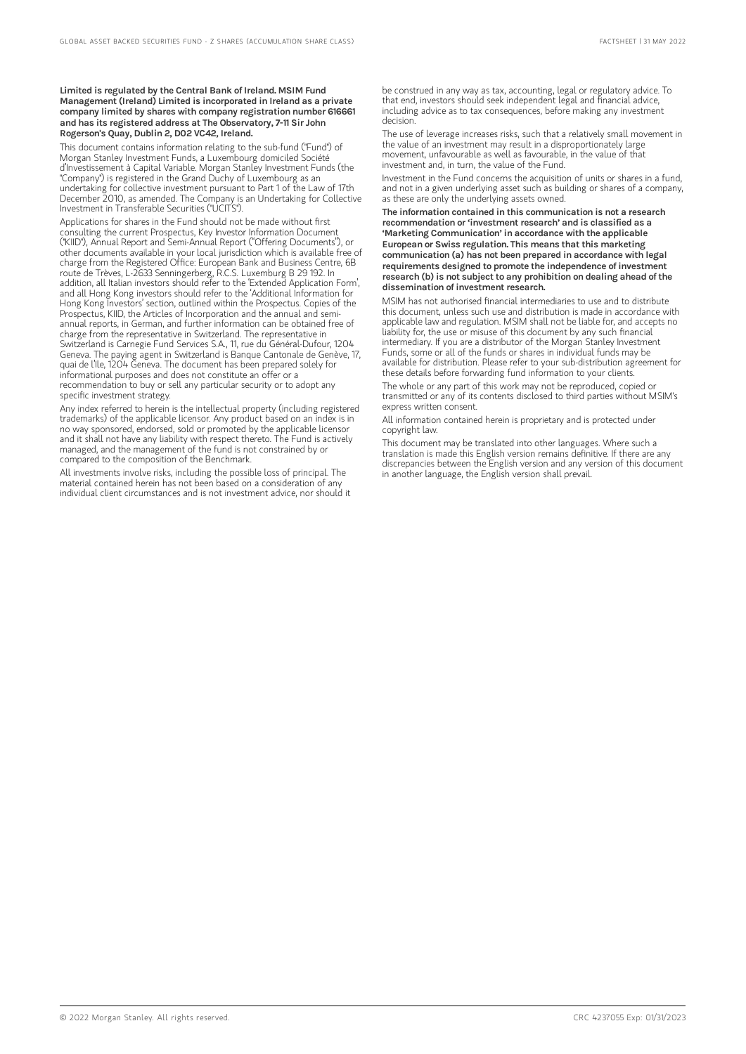**Limited is regulated by the Central Bank of Ireland. MSIM Fund Management (Ireland) Limited is incorporated in Ireland as a private company limited by shares with company registration number 616661 and has its registered address at The Observatory, 7-11 Sir John Rogerson's Quay, Dublin 2, D02 VC42, Ireland.**

This document contains information relating to the sub-fund ("Fund") of Morgan Stanley Investment Funds, a Luxembourg domiciled Société d'Investissement à Capital Variable. Morgan Stanley Investment Funds (the "Company") is registered in the Grand Duchy of Luxembourg as an undertaking for collective investment pursuant to Part 1 of the Law of 17th December 2010, as amended. The Company is an Undertaking for Collective Investment in Transferable Securities ("UCITS").

Applications for shares in the Fund should not be made without first consulting the current Prospectus, Key Investor Information Document ("KIID"), Annual Report and Semi-Annual Report ("Offering Documents"), or other documents available in your local jurisdiction which is available free of charge from the Registered Office: European Bank and Business Centre, 6B route de Trèves, L-2633 Senningerberg, R.C.S. Luxemburg B 29 192. In addition, all Italian investors should refer to the 'Extended Application Form', and all Hong Kong investors should refer to the 'Additional Information for Hong Kong Investors' section, outlined within the Prospectus. Copies of the Prospectus, KIID, the Articles of Incorporation and the annual and semi-annual reports, in German, and further information can be obtained free of charge from the representative in Switzerland. The representative in Switzerland is Carnegie Fund Services S.A., 11, rue du Général-Dufour, 1204 Geneva. The paying agent in Switzerland is Banque Cantonale de Genève, 17, quai de l'Ile, 1204 Geneva. The document has been prepared solely for informational purposes and does not constitute an offer or a recommendation to buy or sell any particular security or to adopt any specific investment strategy.

Any index referred to herein is the intellectual property (including registered trademarks) of the applicable licensor. Any product based on an index is in no way sponsored, endorsed, sold or promoted by the applicable licensor and it shall not have any liability with respect thereto. The Fund is actively managed, and the management of the fund is not constrained by or compared to the composition of the Benchmark.

All investments involve risks, including the possible loss of principal. The material contained herein has not been based on a consideration of any individual client circumstances and is not investment advice, nor should it be construed in any way as tax, accounting, legal or regulatory advice. To that end, investors should seek independent legal and financial advice, including advice as to tax consequences, before making any investment decision.

The use of leverage increases risks, such that a relatively small movement in the value of an investment may result in a disproportionately large movement, unfavourable as well as favourable, in the value of that investment and, in turn, the value of the Fund.

Investment in the Fund concerns the acquisition of units or shares in a fund, and not in a given underlying asset such as building or shares of a company, as these are only the underlying assets owned.

**The information contained in this communication is not a research recommendation or 'investment research' and is classified as a 'Marketing Communication' in accordance with the applicable European or Swiss regulation. This means that this marketing communication (a) has not been prepared in accordance with legal requirements designed to promote the independence of investment research (b) is not subject to any prohibition on dealing ahead of the dissemination of investment research.**

MSIM has not authorised financial intermediaries to use and to distribute this document, unless such use and distribution is made in accordance with applicable law and regulation. MSIM shall not be liable for, and accepts no liability for, the use or misuse of this document by any such financial intermediary. If you are a distributor of the Morgan Stanley Investment Funds, some or all of the funds or shares in individual funds may be available for distribution. Please refer to your sub-distribution agreement for these details before forwarding fund information to your clients.

The whole or any part of this work may not be reproduced, copied or transmitted or any of its contents disclosed to third parties without MSIM's express written consent.

All information contained herein is proprietary and is protected under copyright law.

This document may be translated into other languages. Where such a translation is made this English version remains definitive. If there are any discrepancies between the English version and any version of this document in another language, the English version shall prevail.

© 2022 Morgan Stanley. All rights reserved.

CRC 4237055 Exp: 01/31/2023